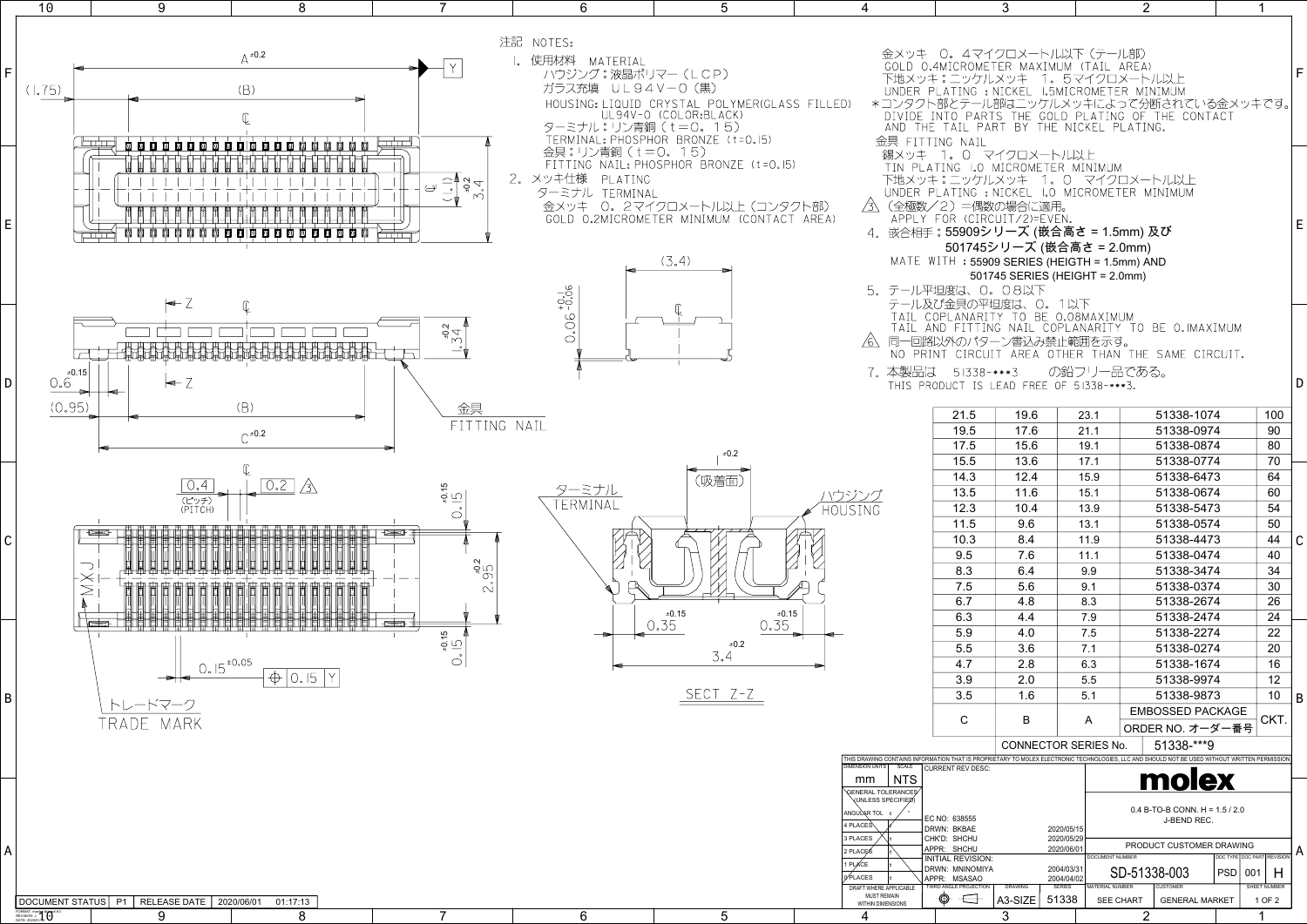注記 NOTES:

1. 使用材料 MATERIAL
   - ハウジング：液晶ポリマー（LCP）ガラス充填 UL94V-0（黒）
   - HOUSING: LIQUID CRYSTAL POLYMER(GLASS FILLED) UL94V-0 (COLOR:BLACK)
   - ターミナル：リン青銅（t=0.15）
   - TERMINAL: PHOSPHOR BRONZE (t=0.15)
   - 金具：リン青銅（t=0.15）
   - FITTING NAIL: PHOSPHOR BRONZE (t=0.15)
2. メッキ仕様 PLATING
   - ターミナル TERMINAL
     - 金メッキ 0.2マイクロメートル以上（コンタクト部）
     - GOLD 0.2MICROMETER MINIMUM (CONTACT AREA)
     - 金メッキ 0.4マイクロメートル以下（テール部）
     - GOLD 0.4MICROMETER MAXIMUM (TAIL AREA)
     - 下地メッキ：ニッケルメッキ 1.5マイクロメートル以上
     - UNDER PLATING : NICKEL 1.5MICROMETER MINIMUM
     - *コンタクト部とテール部はニッケルメッキによって分断されている金メッキです。
     - DIVIDE INTO PARTS THE GOLD PLATING OF THE CONTACT AND THE TAIL PART BY THE NICKEL PLATING.
   - 金具 FITTING NAIL
     - 錫メッキ 1.0 マイクロメートル以上
     - TIN PLATING 1.0 MICROMETER MINIMUM
     - 下地メッキ：ニッケルメッキ 1.0 マイクロメートル以上
     - UNDER PLATING : NICKEL 1.0 MICROMETER MINIMUM
3. (全極数／2)＝偶数の場合に適用。
   APPLY FOR (CIRCUIT/2)=EVEN.
4. 嵌合相手：55909シリーズ (嵌合高さ = 1.5mm) 及び 501745シリーズ (嵌合高さ = 2.0mm)
   MATE WITH : 55909 SERIES (HEIGTH = 1.5mm) AND 501745 SERIES (HEIGHT = 2.0mm)
5. テール平坦度は、0.08以下
   テール及び金具の平坦度は、0.1以下
   TAIL COPLANARITY TO BE 0.08MAXIMUM
   TAIL AND FITTING NAIL COPLANARITY TO BE 0.1MAXIMUM
6. 同一回路以外のパターン書込み禁止範囲を示す。
   NO PRINT CIRCUIT AREA OTHER THAN THE SAME CIRCUIT.
7. 本製品は 51338-***3 の鉛フリー品である。
   THIS PRODUCT IS LEAD FREE OF 51338-***3.

| C | B | A | EMBOSSED PACKAGE ORDER NO. オーダー番号 | CKT. |
|---|---|---|---|---|
| 21.5 | 19.6 | 23.1 | 51338-1074 | 100 |
| 19.5 | 17.6 | 21.1 | 51338-0974 | 90 |
| 17.5 | 15.6 | 19.1 | 51338-0874 | 80 |
| 15.5 | 13.6 | 17.1 | 51338-0774 | 70 |
| 14.3 | 12.4 | 15.9 | 51338-6473 | 64 |
| 13.5 | 11.6 | 15.1 | 51338-0674 | 60 |
| 12.3 | 10.4 | 13.9 | 51338-5473 | 54 |
| 11.5 | 9.6 | 13.1 | 51338-0574 | 50 |
| 10.3 | 8.4 | 11.9 | 51338-4473 | 44 |
| 9.5 | 7.6 | 11.1 | 51338-0474 | 40 |
| 8.3 | 6.4 | 9.9 | 51338-3474 | 34 |
| 7.5 | 5.6 | 9.1 | 51338-0374 | 30 |
| 6.7 | 4.8 | 8.3 | 51338-2674 | 26 |
| 6.3 | 4.4 | 7.9 | 51338-2474 | 24 |
| 5.9 | 4.0 | 7.5 | 51338-2274 | 22 |
| 5.5 | 3.6 | 7.1 | 51338-0274 | 20 |
| 4.7 | 2.8 | 6.3 | 51338-1674 | 16 |
| 3.9 | 2.0 | 5.5 | 51338-9974 | 12 |
| 3.5 | 1.6 | 5.1 | 51338-9873 | 10 |

CONNECTOR SERIES No. 51338-***9

Drawing labels: A ±0.2, (B), C ±0.2, (1.75), (0.95), 0.6 ±0.15, 1.34 ±0.2, 3.4 ±0.2, (1.1), (3.4), 0.06 +0.1/−0.06, 0.4 (ピッチ)(PITCH), 0.2, 2.95 ±0.2, 0.15 ±0.15, 0.15 ±0.05, ⊕ 0.15 Y, 0.35 ±0.15, 3.4 ±0.2, (吸着面), 金具 FITTING NAIL, ターミナル TERMINAL, ハウジング HOUSING, トレードマーク TRADE MARK, SECT Z-Z, MXJ

THIS DRAWING CONTAINS INFORMATION THAT IS PROPRIETARY TO MOLEX ELECTRONIC TECHNOLOGIES, LLC AND SHOULD NOT BE USED WITHOUT WRITTEN PERMISSION

| DIMENSION UNITS | SCALE | CURRENT REV DESC: | |
|---|---|---|---|
| mm | NTS | EC NO: 638555 | |
| | | DRWN: BKBAE | 2020/05/15 |
| | | CHK'D: SHCHU | 2020/05/29 |
| | | APPR: SHCHU | 2020/06/01 |
| | | INITIAL REVISION: | |
| | | DRWN: MNINOMIYA | 2004/03/31 |
| | | APPR: MSASAO | 2004/04/02 |

molex — 0.4 B-TO-B CONN. H = 1.5 / 2.0 J-BEND REC.

PRODUCT CUSTOMER DRAWING

| DOCUMENT NUMBER | DOC TYPE | DOC PART | REVISION |
|---|---|---|---|
| SD-51338-003 | PSD | 001 | H |

| DRAWING | SERIES | MATERIAL NUMBER | CUSTOMER | SHEET NUMBER |
|---|---|---|---|---|
| A3-SIZE | 51338 | SEE CHART | GENERAL MARKET | 1 OF 2 |

DOCUMENT STATUS P1 RELEASE DATE 2020/06/01 01:17:13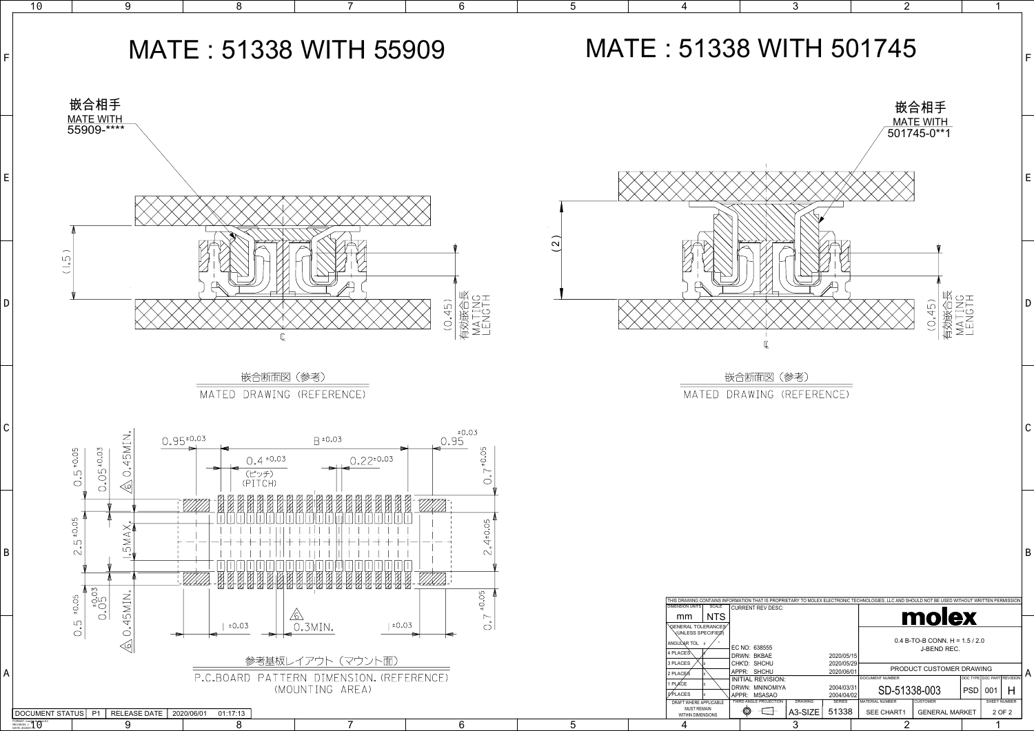# MATE : 51338 WITH 55909

嵌合相手
MATE WITH
55909-****

(1.5)

(0.45)
有効嵌合長
MATING LENGTH

嵌合断面図（参考）
MATED DRAWING (REFERENCE)

# MATE : 51338 WITH 501745

嵌合相手
MATE WITH
501745-0**1

(2)

(0.45)
有効嵌合長
MATING LENGTH

嵌合断面図（参考）
MATED DRAWING (REFERENCE)

$0.95^{\pm0.03}$ — B $^{\pm0.03}$ — $0.95^{\pm0.03}$

$0.4^{\pm0.03}$ (ピッチ) (PITCH)

$0.22^{\pm0.03}$

$0.5^{\pm0.05}$, $0.05^{\pm0.03}$, 6 0.45MIN.

$2.5^{\pm0.05}$, 1.5MAX.

$0.5^{\pm0.05}$, $0.05^{\pm0.03}$, 6 0.45MIN.

$0.7^{\pm0.05}$, $2.4^{\pm0.05}$, $0.7^{\pm0.05}$

$\pm0.03$ — 6 0.3MIN. — $\pm0.03$

参考基板レイアウト（マウント面）
P.C.BOARD PATTERN DIMENSION.(REFERENCE) (MOUNTING AREA)

THIS DRAWING CONTAINS INFORMATION THAT IS PROPRIETARY TO MOLEX ELECTRONIC TECHNOLOGIES, LLC AND SHOULD NOT BE USED WITHOUT WRITTEN PERMISSION

| DIMENSION UNITS | SCALE | CURRENT REV DESC: | | molex |
|---|---|---|---|---|
| mm | NTS | | | 0.4 B-TO-B CONN. H = 1.5 / 2.0 J-BEND REC. |
| GENERAL TOLERANCES (UNLESS SPECIFIED) | | EC NO: 638555 | | |
| ANGULAR TOL ± | ° | DRWN: BKBAE | 2020/05/15 | PRODUCT CUSTOMER DRAWING |
| 4 PLACES | ± | CHK'D: SHCHU | 2020/05/29 | |
| 3 PLACES | ± | APPR: SHCHU | 2020/06/01 | DOCUMENT NUMBER: SD-51338-003 |
| 2 PLACES | ± | INITIAL REVISION: | | DOC TYPE: PSD / DOC PART: 001 / REVISION: H |
| 1 PLACE | ± | DRWN: MNINOMIYA | 2004/03/31 | |
| 0 PLACES | ± | APPR: MSASAO | 2004/04/02 | |
| DRAFT WHERE APPLICABLE MUST REMAIN WITHIN DIMENSIONS | | THIRD ANGLE PROJECTION / DRAWING: A3-SIZE | SERIES: 51338 | MATERIAL NUMBER: SEE CHART1 / CUSTOMER: GENERAL MARKET / SHEET NUMBER: 2 OF 2 |

DOCUMENT STATUS: P1 | RELEASE DATE: 2020/06/01 01:17:13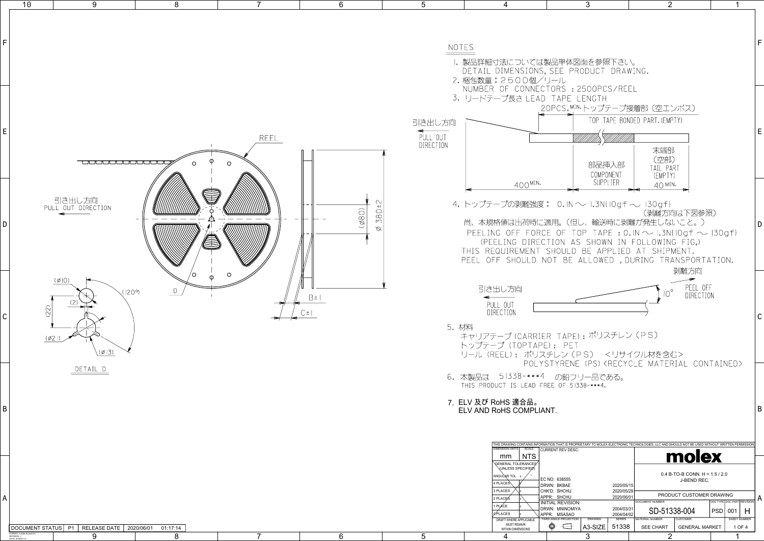NOTES

1. 製品詳細寸法については製品単体図面を参照下さい。
   DETAIL DIMENSIONS, SEE PRODUCT DRAWING.
2. 梱包数量：２５００個／リール
   NUMBER OF CONNECTORS ：2500PCS/REEL
3. リードテープ長さ LEAD TAPE LENGTH

   引き出し方向 PULL OUT DIRECTION

   20PCS.MIN. トップテープ接着部（空エンボス） TOP TAPE BONDED PART.(EMPTY)

   400MIN. 部品挿入部 COMPONENT SUPPLIER 末端部（空部） TAIL PART (EMPTY) 40MIN.

4. トップテープの剥離強度： 0.1N 〜 1.3N(10gf 〜 130gf)
   （剥離方向は下図参照）
   尚、本規格値は出荷時に適用。（但し、輸送時に剥離が発生しないこと。）
   PEELING OFF FORCE OF TOP TAPE ：0.1N 〜 1.3N(10gf 〜 130gf)
   (PEELING DIRECTION AS SHOWN IN FOLLOWING FIG.)
   THIS REQUIREMENT SHOULD BE APPLIED AT SHIPMENT.
   PEEL OFF SHOULD NOT BE ALLOWED , DURING TRANSPORTATION.

   引き出し方向 PULL OUT DIRECTION 剥離方向 PEEL OFF DIRECTION 10°

5. 材料
   キャリアテープ (CARRIER TAPE)：ポリスチレン（PS）
   トップテープ (TOPTAPE)： PET
   リール (REEL)： ポリスチレン（PS） <リサイクル材を含む>
   POLYSTYRENE (PS) <RECYCLE MATERIAL CONTAINED>
6. 本製品は 51338-***4 の鉛フリー品である。
   THIS PRODUCT IS LEAD FREE OF 51338-***4.
7. ELV 及び RoHS 適合品。
   ELV AND RoHS COMPLIANT.

REEL

引き出し方向 PULL OUT DIRECTION

(Ø80) Ø 380±2

B±1 C±1

D

(Ø10) (2) (22) (Ø21) (120°) (Ø13)

DETAIL D

THIS DRAWING CONTAINS INFORMATION THAT IS PROPRIETARY TO MOLEX ELECTRONIC TECHNOLOGIES, LLC AND SHOULD NOT BE USED WITHOUT WRITTEN PERMISSION

| DIMENSION UNITS | SCALE | CURRENT REV DESC: | | |
|---|---|---|---|---|
| mm | NTS | EC NO: 638555 | | |
| | | DRWN: BKBAE | 2020/05/15 | |
| | | CHK'D: SHCHU | 2020/05/29 | |
| | | APPR: SHCHU | 2020/06/01 | |
| | | INITIAL REVISION: | | |
| | | DRWN: MNINOMIYA | 2004/03/31 | |
| | | APPR: MSASAO | 2004/04/02 | |

molex

0.4 B-TO-B CONN. H = 1.5 / 2.0 J-BEND REC.

PRODUCT CUSTOMER DRAWING

| DOCUMENT NUMBER | DOC TYPE | DOC PART | REVISION |
|---|---|---|---|
| SD-51338-004 | PSD | 001 | H |

| DRAWING | SERIES | MATERIAL NUMBER | CUSTOMER | SHEET NUMBER |
|---|---|---|---|---|
| A3-SIZE | 51338 | SEE CHART | GENERAL MARKET | 1 OF 4 |

DOCUMENT STATUS P1 RELEASE DATE 2020/06/01 01:17:14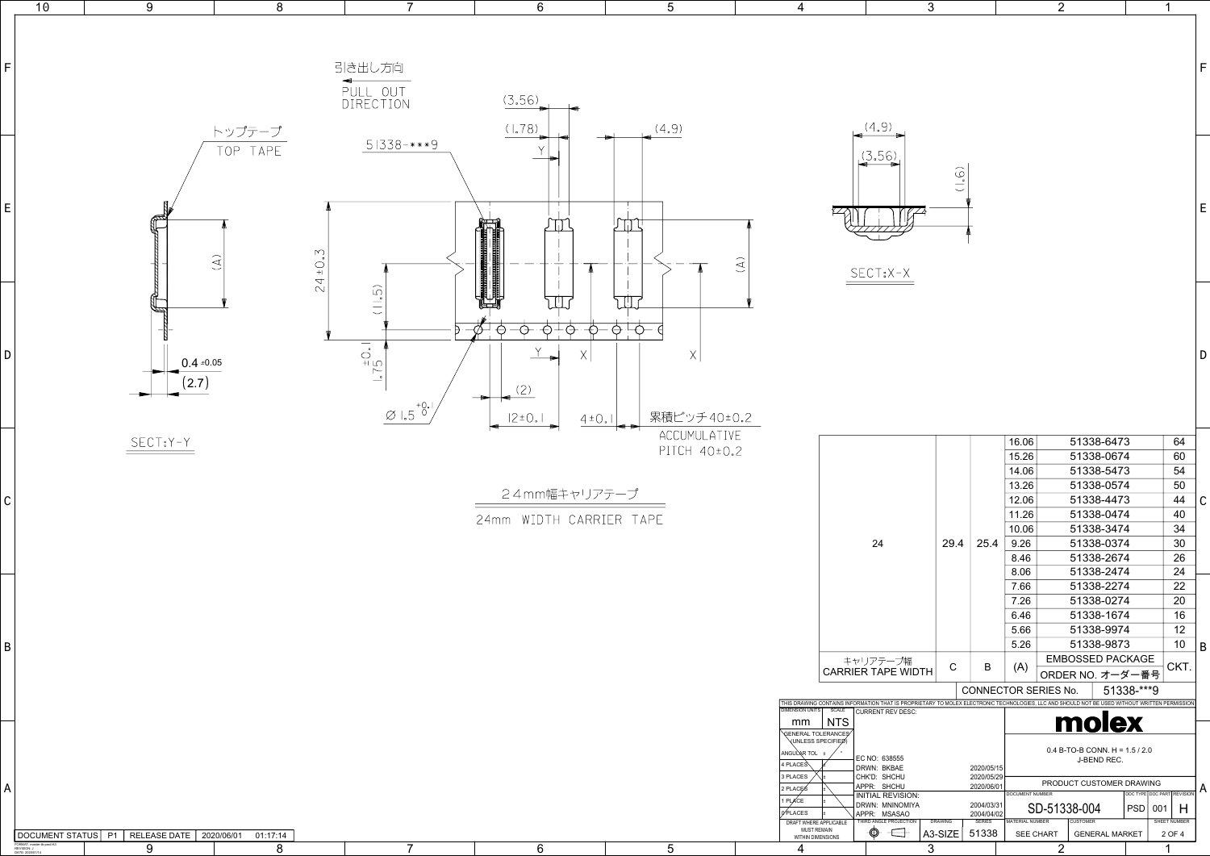引き出し方向
PULL OUT DIRECTION

トップテープ
TOP TAPE

51338-***9

(3.56)
(1.78)
(4.9)
Y
X

(A)
24±0.3
(11.5)
1.75±0.1
Ø 1.5 $^{+0.1}_{0}$
(2)
12±0.1
4±0.1
累積ピッチ40±0.2
ACCUMULATIVE PITCH 40±0.2

0.4 ±0.05
(2.7)

SECT:Y-Y

(4.9)
(3.56)
(1.6)

SECT:X-X

24mm幅キャリアテープ
24mm WIDTH CARRIER TAPE

| キャリアテープ幅 CARRIER TAPE WIDTH | C | B | (A) | EMBOSSED PACKAGE ORDER NO. オーダー番号 | CKT. |
|---|---|---|---|---|---|
| 24 | 29.4 | 25.4 | 16.06 | 51338-6473 | 64 |
| | | | 15.26 | 51338-0674 | 60 |
| | | | 14.06 | 51338-5473 | 54 |
| | | | 13.26 | 51338-0574 | 50 |
| | | | 12.06 | 51338-4473 | 44 |
| | | | 11.26 | 51338-0474 | 40 |
| | | | 10.06 | 51338-3474 | 34 |
| | | | 9.26 | 51338-0374 | 30 |
| | | | 8.46 | 51338-2674 | 26 |
| | | | 8.06 | 51338-2474 | 24 |
| | | | 7.66 | 51338-2274 | 22 |
| | | | 7.26 | 51338-0274 | 20 |
| | | | 6.46 | 51338-1674 | 16 |
| | | | 5.66 | 51338-9974 | 12 |
| | | | 5.26 | 51338-9873 | 10 |

CONNECTOR SERIES No. 51338-***9

THIS DRAWING CONTAINS INFORMATION THAT IS PROPRIETARY TO MOLEX ELECTRONIC TECHNOLOGIES, LLC AND SHOULD NOT BE USED WITHOUT WRITTEN PERMISSION

| DIMENSION UNITS | SCALE | CURRENT REV DESC: | |
|---|---|---|---|
| mm | NTS | EC NO: 638555 | |
| | | DRWN: BKBAE | 2020/05/15 |
| | | CHK'D: SHCHU | 2020/05/29 |
| | | APPR: SHCHU | 2020/06/01 |
| | | INITIAL REVISION: | |
| | | DRWN: MNINOMIYA | 2004/03/31 |
| | | APPR: MSASAO | 2004/04/02 |

molex

0.4 B-TO-B CONN. H = 1.5 / 2.0 J-BEND REC.

PRODUCT CUSTOMER DRAWING

| DOCUMENT NUMBER | DOC TYPE | DOC PART | REVISION |
|---|---|---|---|
| SD-51338-004 | PSD | 001 | H |

| THIRD ANGLE PROJECTION | DRAWING | SERIES | MATERIAL NUMBER | CUSTOMER | SHEET NUMBER |
|---|---|---|---|---|---|
| | A3-SIZE | 51338 | SEE CHART | GENERAL MARKET | 2 OF 4 |

DOCUMENT STATUS P1 RELEASE DATE 2020/06/01 01:17:14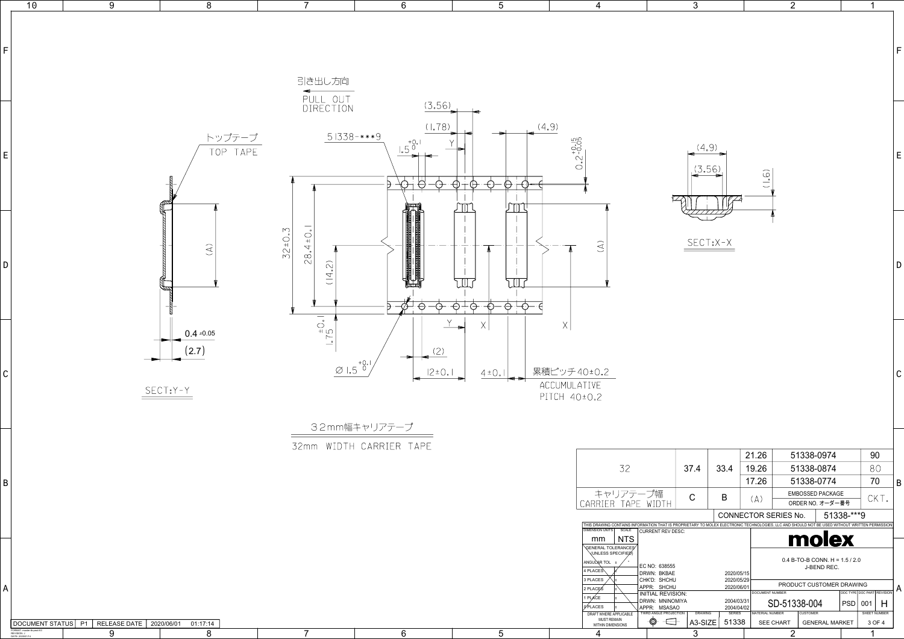引き出し方向
PULL OUT DIRECTION

トップテープ
TOP TAPE

51338-***9

(3.56)
(1.78)
(4.9)
$1.5^{+0.1}_{0}$
$0.2^{+0.15}_{-0.05}$

(A)
$32 \pm 0.3$
$28.4 \pm 0.1$
(14.2)
$1.75 \pm 0.1$
$\varnothing 1.5^{+0.1}_{0}$
(2)
$12 \pm 0.1$
$4 \pm 0.1$

累積ピッチ40±0.2
ACCUMULATIVE PITCH 40±0.2

$0.4 \pm 0.05$
(2.7)

SECT:Y-Y

(4.9)
(3.56)
(1.6)

SECT:X-X

32mm幅キャリアテープ
32mm WIDTH CARRIER TAPE

| キャリアテープ幅 CARRIER TAPE WIDTH | C | B | (A) | EMBOSSED PACKAGE ORDER NO. オーダー番号 | CKT. |
|---|---|---|---|---|---|
| 32 | 37.4 | 33.4 | 21.26 | 51338-0974 | 90 |
| | | | 19.26 | 51338-0874 | 80 |
| | | | 17.26 | 51338-0774 | 70 |

CONNECTOR SERIES No. 51338-***9

THIS DRAWING CONTAINS INFORMATION THAT IS PROPRIETARY TO MOLEX ELECTRONIC TECHNOLOGIES, LLC AND SHOULD NOT BE USED WITHOUT WRITTEN PERMISSION

| DIMENSION UNITS | SCALE | CURRENT REV DESC: |
|---|---|---|
| mm | NTS | |

GENERAL TOLERANCES (UNLESS SPECIFIED)

EC NO: 638555
DRWN: BKBAE 2020/05/15
CHK'D: SHCHU 2020/05/29
APPR: SHCHU 2020/06/01
INITIAL REVISION:
DRWN: MNINOMIYA 2004/03/31
APPR: MSASAO 2004/04/02

molex

0.4 B-TO-B CONN. H = 1.5 / 2.0 J-BEND REC.

PRODUCT CUSTOMER DRAWING

| DOCUMENT NUMBER | DOC TYPE | DOC PART | REVISION |
|---|---|---|---|
| SD-51338-004 | PSD | 001 | H |

| THIRD ANGLE PROJECTION | DRAWING | SERIES | MATERIAL NUMBER | CUSTOMER | SHEET NUMBER |
|---|---|---|---|---|---|
| | A3-SIZE | 51338 | SEE CHART | GENERAL MARKET | 3 OF 4 |

DOCUMENT STATUS P1 RELEASE DATE 2020/06/01 01:17:14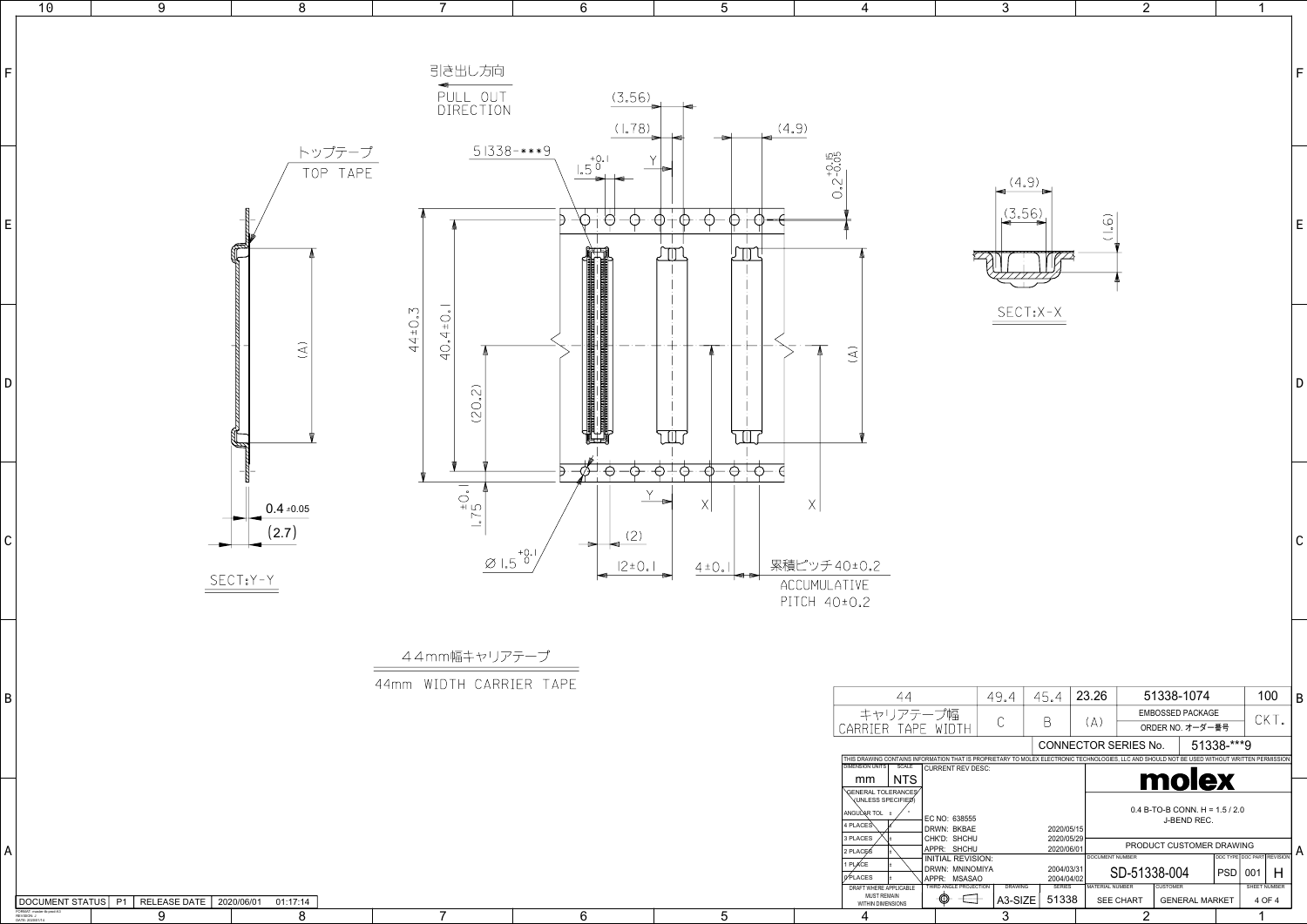引き出し方向
PULL OUT DIRECTION

トップテープ
TOP TAPE

51338-***9

(3.56)
(1.78)
(4.9)
$1.5^{+0.1}_{0}$
Y
$0.2^{+0.15}_{-0.05}$

44±0.3
40.4±0.1
(20.2)
(A)
$1.75 \pm 0.1$
Y
X
X
$\varnothing 1.5^{+0.1}_{0}$
(2)
12±0.1
4±0.1
累積ピッチ40±0.2
ACCUMULATIVE PITCH 40±0.2

(A)
0.4 ±0.05
(2.7)
SECT:Y-Y

(4.9)
(3.56)
(1.6)
SECT:X-X

44mm幅キャリアテープ
44mm WIDTH CARRIER TAPE

| 44 | 49.4 | 45.4 | 23.26 | 51338-1074 | 100 |
|---|---|---|---|---|---|
| キャリアテープ幅 CARRIER TAPE WIDTH | C | B | (A) | EMBOSSED PACKAGE ORDER NO. オーダー番号 | CKT. |

CONNECTOR SERIES No. 51338-***9

THIS DRAWING CONTAINS INFORMATION THAT IS PROPRIETARY TO MOLEX ELECTRONIC TECHNOLOGIES, LLC AND SHOULD NOT BE USED WITHOUT WRITTEN PERMISSION

| | |
|---|---|
| DIMENSION UNITS | mm |
| SCALE | NTS |
| CURRENT REV DESC: | |
| EC NO: | 638555 |
| DRWN: | BKBAE 2020/05/15 |
| CHK'D: | SHCHU 2020/05/29 |
| APPR: | SHCHU 2020/06/01 |
| INITIAL REVISION: | |
| DRWN: | MNINOMIYA 2004/03/31 |
| APPR: | MSASAO 2004/04/02 |
| DRAWING | A3-SIZE |
| SERIES | 51338 |
| MATERIAL NUMBER | SEE CHART |
| DOCUMENT NUMBER | SD-51338-004 |
| DOC TYPE | PSD |
| DOC PART | 001 |
| REVISION | H |
| CUSTOMER | GENERAL MARKET |

GENERAL TOLERANCES (UNLESS SPECIFIED)
ANGULAR TOL ±
4 PLACES ±
3 PLACES ±
2 PLACES ±
1 PLACE ±
0 PLACES ±
DRAFT WHERE APPLICABLE MUST REMAIN WITHIN DIMENSIONS
THIRD ANGLE PROJECTION

molex

0.4 B-TO-B CONN. H = 1.5 / 2.0
J-BEND REC.

PRODUCT CUSTOMER DRAWING

DOCUMENT STATUS P1 RELEASE DATE 2020/06/01 01:17:14